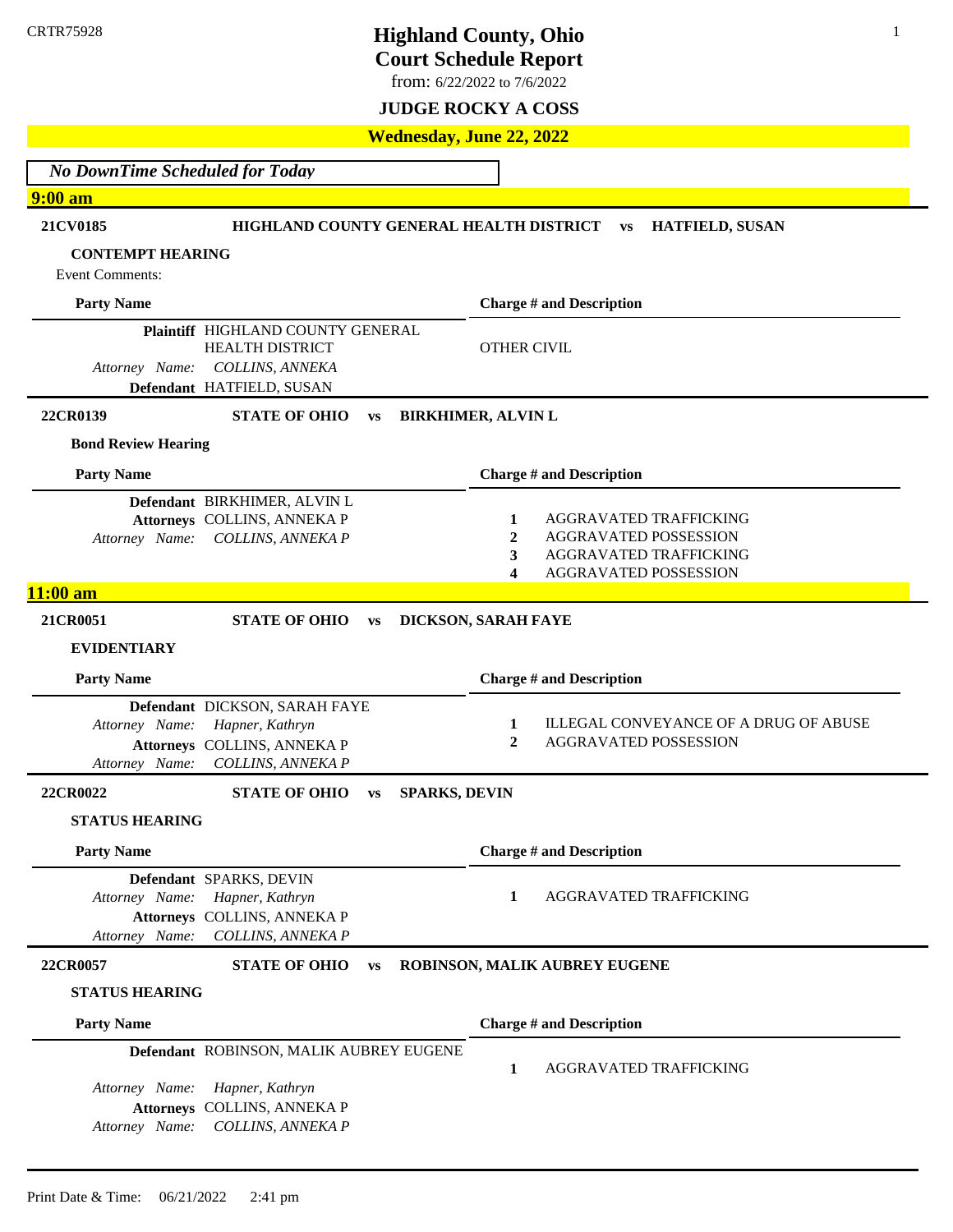CRTR75928

# Highland County, Ohio
# Court Schedule Report

from: 6/22/2022 to 7/6/2022

**JUDGE ROCKY A COSS**

## Wednesday, June 22, 2022

*No DownTime Scheduled for Today*

### 9:00 am

**21CV0185** **HIGHLAND COUNTY GENERAL HEALTH DISTRICT vs HATFIELD, SUSAN**

**CONTEMPT HEARING**

Event Comments:

| Party Name | Charge # and Description |
|---|---|
| **Plaintiff** HIGHLAND COUNTY GENERAL HEALTH DISTRICT | OTHER CIVIL |
| *Attorney Name:* *COLLINS, ANNEKA* | |
| **Defendant** HATFIELD, SUSAN | |

**22CR0139** **STATE OF OHIO vs BIRKHIMER, ALVIN L**

**Bond Review Hearing**

| Party Name | Charge # and Description |
|---|---|
| **Defendant** BIRKHIMER, ALVIN L | **1** AGGRAVATED TRAFFICKING |
| **Attorneys** COLLINS, ANNEKA P | **2** AGGRAVATED POSSESSION |
| *Attorney Name:* *COLLINS, ANNEKA P* | **3** AGGRAVATED TRAFFICKING |
| | **4** AGGRAVATED POSSESSION |

### 11:00 am

**21CR0051** **STATE OF OHIO vs DICKSON, SARAH FAYE**

**EVIDENTIARY**

| Party Name | Charge # and Description |
|---|---|
| **Defendant** DICKSON, SARAH FAYE | **1** ILLEGAL CONVEYANCE OF A DRUG OF ABUSE |
| *Attorney Name:* *Hapner, Kathryn* | **2** AGGRAVATED POSSESSION |
| **Attorneys** COLLINS, ANNEKA P | |
| *Attorney Name:* *COLLINS, ANNEKA P* | |

**22CR0022** **STATE OF OHIO vs SPARKS, DEVIN**

**STATUS HEARING**

| Party Name | Charge # and Description |
|---|---|
| **Defendant** SPARKS, DEVIN | **1** AGGRAVATED TRAFFICKING |
| *Attorney Name:* *Hapner, Kathryn* | |
| **Attorneys** COLLINS, ANNEKA P | |
| *Attorney Name:* *COLLINS, ANNEKA P* | |

**22CR0057** **STATE OF OHIO vs ROBINSON, MALIK AUBREY EUGENE**

**STATUS HEARING**

| Party Name | Charge # and Description |
|---|---|
| **Defendant** ROBINSON, MALIK AUBREY EUGENE | **1** AGGRAVATED TRAFFICKING |
| *Attorney Name:* *Hapner, Kathryn* | |
| **Attorneys** COLLINS, ANNEKA P | |
| *Attorney Name:* *COLLINS, ANNEKA P* | |

Print Date & Time: 06/21/2022 2:41 pm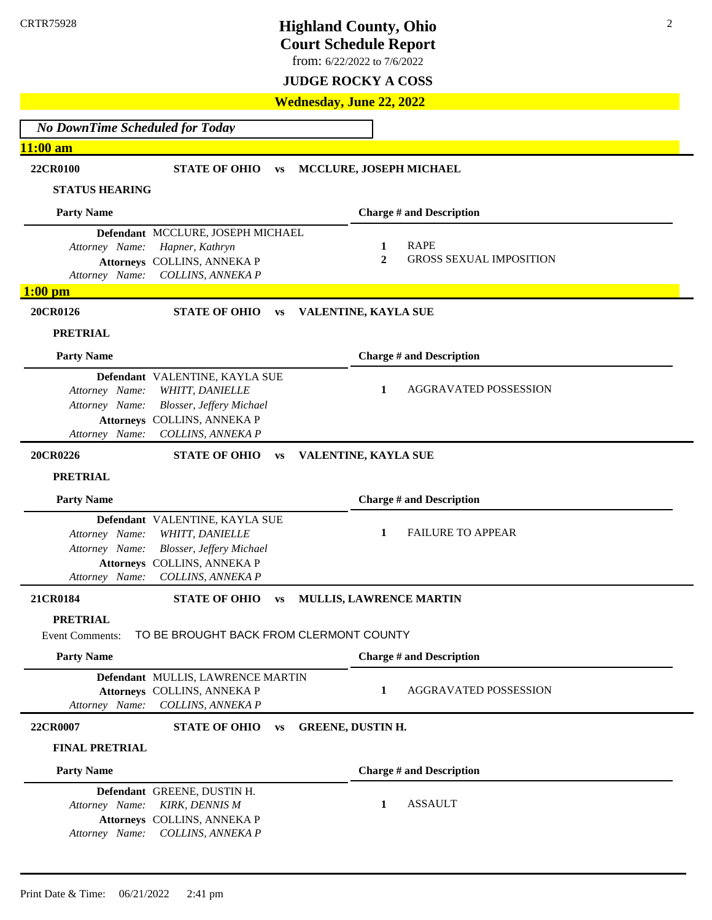CRTR75928

# Highland County, Ohio
## Court Schedule Report
from: 6/22/2022 to 7/6/2022

### JUDGE ROCKY A COSS

### Wednesday, June 22, 2022

*No DownTime Scheduled for Today*

### 11:00 am

**22CR0100** **STATE OF OHIO vs MCCLURE, JOSEPH MICHAEL**

**STATUS HEARING**

| Party Name | Charge # and Description |
|---|---|
| **Defendant** MCCLURE, JOSEPH MICHAEL | 1 RAPE |
| *Attorney Name: Hapner, Kathryn* | 2 GROSS SEXUAL IMPOSITION |
| **Attorneys** COLLINS, ANNEKA P | |
| *Attorney Name: COLLINS, ANNEKA P* | |

### 1:00 pm

**20CR0126** **STATE OF OHIO vs VALENTINE, KAYLA SUE**

**PRETRIAL**

| Party Name | Charge # and Description |
|---|---|
| **Defendant** VALENTINE, KAYLA SUE | 1 AGGRAVATED POSSESSION |
| *Attorney Name: WHITT, DANIELLE* | |
| *Attorney Name: Blosser, Jeffery Michael* | |
| **Attorneys** COLLINS, ANNEKA P | |
| *Attorney Name: COLLINS, ANNEKA P* | |

**20CR0226** **STATE OF OHIO vs VALENTINE, KAYLA SUE**

**PRETRIAL**

| Party Name | Charge # and Description |
|---|---|
| **Defendant** VALENTINE, KAYLA SUE | 1 FAILURE TO APPEAR |
| *Attorney Name: WHITT, DANIELLE* | |
| *Attorney Name: Blosser, Jeffery Michael* | |
| **Attorneys** COLLINS, ANNEKA P | |
| *Attorney Name: COLLINS, ANNEKA P* | |

**21CR0184** **STATE OF OHIO vs MULLIS, LAWRENCE MARTIN**

**PRETRIAL**

Event Comments: TO BE BROUGHT BACK FROM CLERMONT COUNTY

| Party Name | Charge # and Description |
|---|---|
| **Defendant** MULLIS, LAWRENCE MARTIN | 1 AGGRAVATED POSSESSION |
| **Attorneys** COLLINS, ANNEKA P | |
| *Attorney Name: COLLINS, ANNEKA P* | |

**22CR0007** **STATE OF OHIO vs GREENE, DUSTIN H.**

**FINAL PRETRIAL**

| Party Name | Charge # and Description |
|---|---|
| **Defendant** GREENE, DUSTIN H. | 1 ASSAULT |
| *Attorney Name: KIRK, DENNIS M* | |
| **Attorneys** COLLINS, ANNEKA P | |
| *Attorney Name: COLLINS, ANNEKA P* | |

Print Date & Time: 06/21/2022 2:41 pm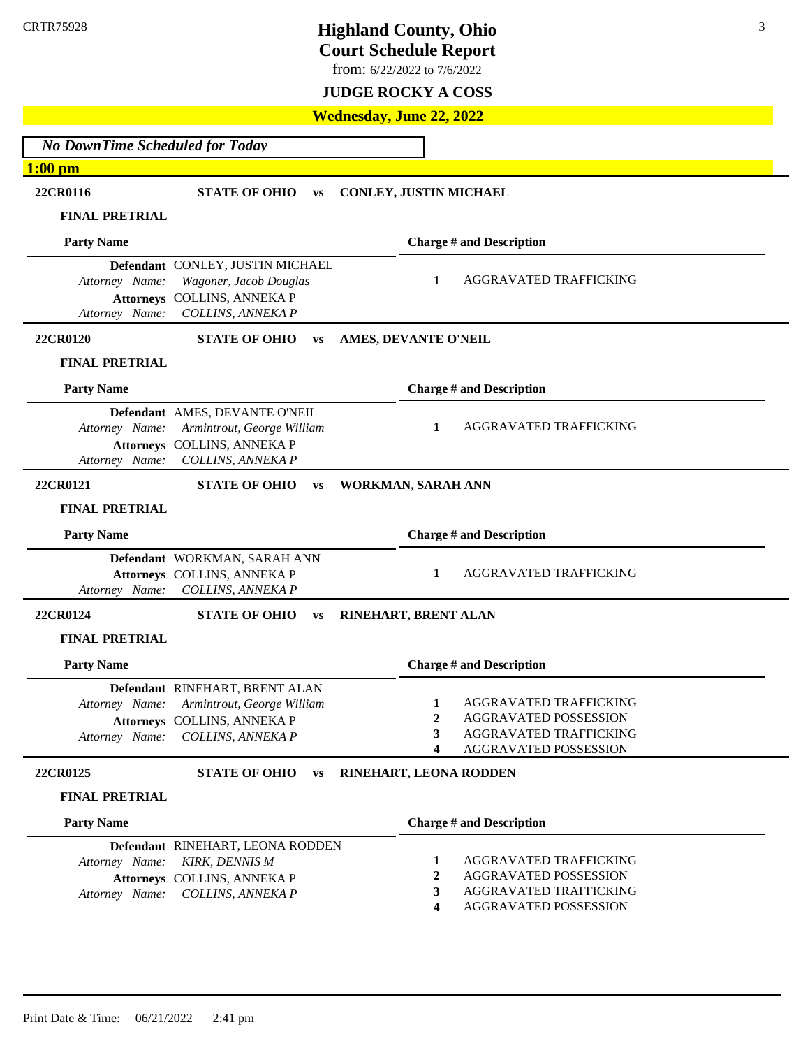# Highland County, Ohio
## Court Schedule Report
from: 6/22/2022 to 7/6/2022

### JUDGE ROCKY A COSS

### Wednesday, June 22, 2022

*No DownTime Scheduled for Today*

**1:00 pm**

---

**22CR0116** **STATE OF OHIO vs CONLEY, JUSTIN MICHAEL**

**FINAL PRETRIAL**

| Party Name | Charge # and Description |
|---|---|
| **Defendant** CONLEY, JUSTIN MICHAEL | **1** AGGRAVATED TRAFFICKING |
| *Attorney Name: Wagoner, Jacob Douglas* | |
| **Attorneys** COLLINS, ANNEKA P | |
| *Attorney Name: COLLINS, ANNEKA P* | |

---

**22CR0120** **STATE OF OHIO vs AMES, DEVANTE O'NEIL**

**FINAL PRETRIAL**

| Party Name | Charge # and Description |
|---|---|
| **Defendant** AMES, DEVANTE O'NEIL | **1** AGGRAVATED TRAFFICKING |
| *Attorney Name: Armintrout, George William* | |
| **Attorneys** COLLINS, ANNEKA P | |
| *Attorney Name: COLLINS, ANNEKA P* | |

---

**22CR0121** **STATE OF OHIO vs WORKMAN, SARAH ANN**

**FINAL PRETRIAL**

| Party Name | Charge # and Description |
|---|---|
| **Defendant** WORKMAN, SARAH ANN | **1** AGGRAVATED TRAFFICKING |
| **Attorneys** COLLINS, ANNEKA P | |
| *Attorney Name: COLLINS, ANNEKA P* | |

---

**22CR0124** **STATE OF OHIO vs RINEHART, BRENT ALAN**

**FINAL PRETRIAL**

| Party Name | Charge # and Description |
|---|---|
| **Defendant** RINEHART, BRENT ALAN | **1** AGGRAVATED TRAFFICKING |
| *Attorney Name: Armintrout, George William* | **2** AGGRAVATED POSSESSION |
| **Attorneys** COLLINS, ANNEKA P | **3** AGGRAVATED TRAFFICKING |
| *Attorney Name: COLLINS, ANNEKA P* | **4** AGGRAVATED POSSESSION |

---

**22CR0125** **STATE OF OHIO vs RINEHART, LEONA RODDEN**

**FINAL PRETRIAL**

| Party Name | Charge # and Description |
|---|---|
| **Defendant** RINEHART, LEONA RODDEN | **1** AGGRAVATED TRAFFICKING |
| *Attorney Name: KIRK, DENNIS M* | **2** AGGRAVATED POSSESSION |
| **Attorneys** COLLINS, ANNEKA P | **3** AGGRAVATED TRAFFICKING |
| *Attorney Name: COLLINS, ANNEKA P* | **4** AGGRAVATED POSSESSION |

---

Print Date & Time: 06/21/2022 2:41 pm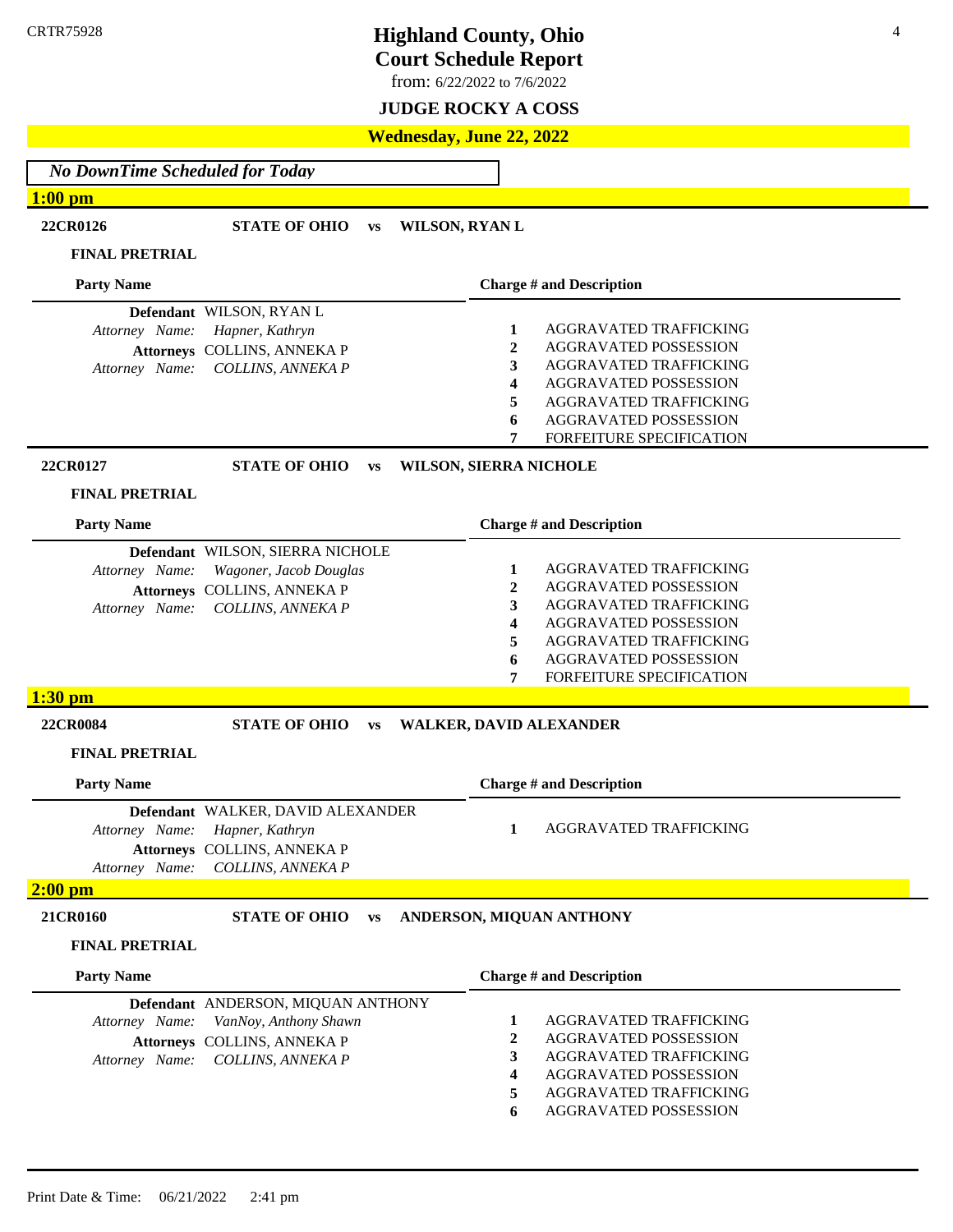CRTR75928

# Highland County, Ohio
## Court Schedule Report

from: 6/22/2022 to 7/6/2022

**JUDGE ROCKY A COSS**

## Wednesday, June 22, 2022

*No DownTime Scheduled for Today*

### 1:00 pm

**22CR0126** **STATE OF OHIO vs WILSON, RYAN L**

**FINAL PRETRIAL**

| Party Name | Charge # and Description |
|---|---|
| **Defendant** WILSON, RYAN L<br>*Attorney Name: Hapner, Kathryn*<br>**Attorneys** COLLINS, ANNEKA P<br>*Attorney Name: COLLINS, ANNEKA P* | **1** AGGRAVATED TRAFFICKING<br>**2** AGGRAVATED POSSESSION<br>**3** AGGRAVATED TRAFFICKING<br>**4** AGGRAVATED POSSESSION<br>**5** AGGRAVATED TRAFFICKING<br>**6** AGGRAVATED POSSESSION<br>**7** FORFEITURE SPECIFICATION |

**22CR0127** **STATE OF OHIO vs WILSON, SIERRA NICHOLE**

**FINAL PRETRIAL**

| Party Name | Charge # and Description |
|---|---|
| **Defendant** WILSON, SIERRA NICHOLE<br>*Attorney Name: Wagoner, Jacob Douglas*<br>**Attorneys** COLLINS, ANNEKA P<br>*Attorney Name: COLLINS, ANNEKA P* | **1** AGGRAVATED TRAFFICKING<br>**2** AGGRAVATED POSSESSION<br>**3** AGGRAVATED TRAFFICKING<br>**4** AGGRAVATED POSSESSION<br>**5** AGGRAVATED TRAFFICKING<br>**6** AGGRAVATED POSSESSION<br>**7** FORFEITURE SPECIFICATION |

### 1:30 pm

**22CR0084** **STATE OF OHIO vs WALKER, DAVID ALEXANDER**

**FINAL PRETRIAL**

| Party Name | Charge # and Description |
|---|---|
| **Defendant** WALKER, DAVID ALEXANDER<br>*Attorney Name: Hapner, Kathryn*<br>**Attorneys** COLLINS, ANNEKA P<br>*Attorney Name: COLLINS, ANNEKA P* | **1** AGGRAVATED TRAFFICKING |

### 2:00 pm

**21CR0160** **STATE OF OHIO vs ANDERSON, MIQUAN ANTHONY**

**FINAL PRETRIAL**

| Party Name | Charge # and Description |
|---|---|
| **Defendant** ANDERSON, MIQUAN ANTHONY<br>*Attorney Name: VanNoy, Anthony Shawn*<br>**Attorneys** COLLINS, ANNEKA P<br>*Attorney Name: COLLINS, ANNEKA P* | **1** AGGRAVATED TRAFFICKING<br>**2** AGGRAVATED POSSESSION<br>**3** AGGRAVATED TRAFFICKING<br>**4** AGGRAVATED POSSESSION<br>**5** AGGRAVATED TRAFFICKING<br>**6** AGGRAVATED POSSESSION |

Print Date & Time: 06/21/2022 2:41 pm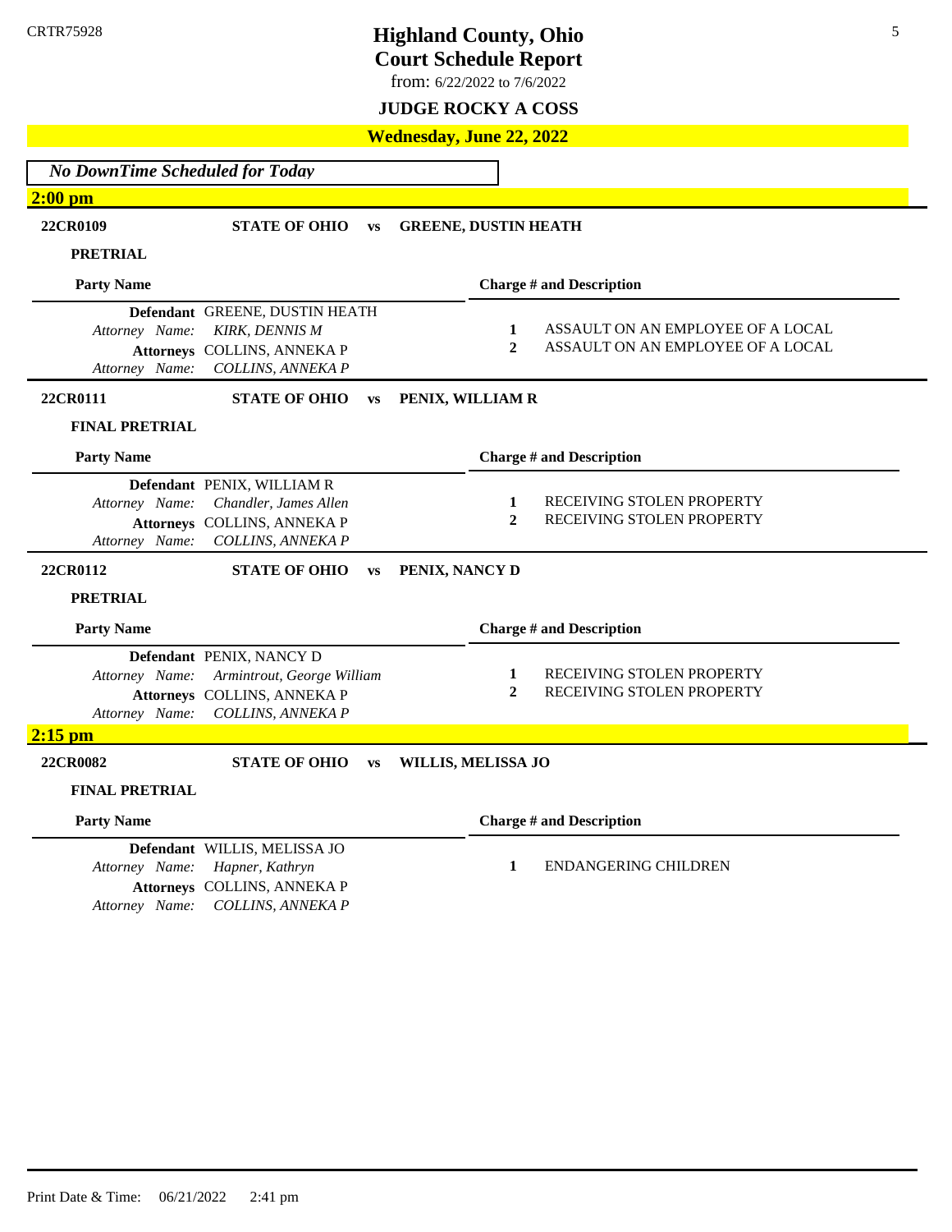CRTR75928

# Highland County, Ohio
## Court Schedule Report

from: 6/22/2022 to 7/6/2022

### JUDGE ROCKY A COSS

### Wednesday, June 22, 2022

*No DownTime Scheduled for Today*

### 2:00 pm

**22CR0109** **STATE OF OHIO** vs **GREENE, DUSTIN HEATH**

**PRETRIAL**

| Party Name | Charge # and Description |
|---|---|
| **Defendant** GREENE, DUSTIN HEATH<br>*Attorney Name: KIRK, DENNIS M*<br>**Attorneys** COLLINS, ANNEKA P<br>*Attorney Name: COLLINS, ANNEKA P* | **1** ASSAULT ON AN EMPLOYEE OF A LOCAL<br>**2** ASSAULT ON AN EMPLOYEE OF A LOCAL |

**22CR0111** **STATE OF OHIO** vs **PENIX, WILLIAM R**

**FINAL PRETRIAL**

| Party Name | Charge # and Description |
|---|---|
| **Defendant** PENIX, WILLIAM R<br>*Attorney Name: Chandler, James Allen*<br>**Attorneys** COLLINS, ANNEKA P<br>*Attorney Name: COLLINS, ANNEKA P* | **1** RECEIVING STOLEN PROPERTY<br>**2** RECEIVING STOLEN PROPERTY |

**22CR0112** **STATE OF OHIO** vs **PENIX, NANCY D**

**PRETRIAL**

| Party Name | Charge # and Description |
|---|---|
| **Defendant** PENIX, NANCY D<br>*Attorney Name: Armintrout, George William*<br>**Attorneys** COLLINS, ANNEKA P<br>*Attorney Name: COLLINS, ANNEKA P* | **1** RECEIVING STOLEN PROPERTY<br>**2** RECEIVING STOLEN PROPERTY |

### 2:15 pm

**22CR0082** **STATE OF OHIO** vs **WILLIS, MELISSA JO**

**FINAL PRETRIAL**

| Party Name | Charge # and Description |
|---|---|
| **Defendant** WILLIS, MELISSA JO<br>*Attorney Name: Hapner, Kathryn*<br>**Attorneys** COLLINS, ANNEKA P<br>*Attorney Name: COLLINS, ANNEKA P* | **1** ENDANGERING CHILDREN |

Print Date & Time: 06/21/2022 2:41 pm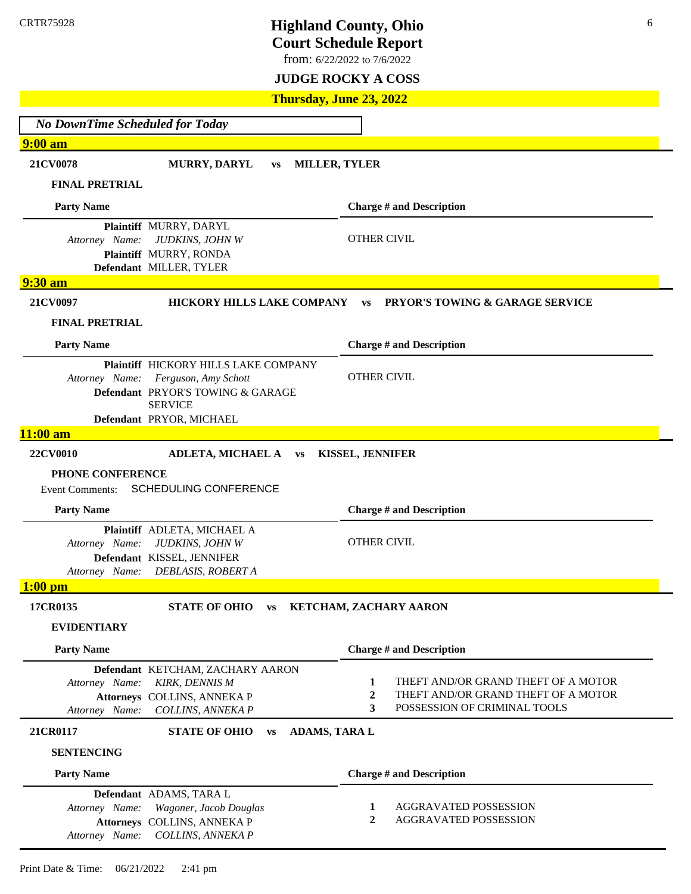# Highland County, Ohio
## Court Schedule Report

from: 6/22/2022 to 7/6/2022

### JUDGE ROCKY A COSS

### Thursday, June 23, 2022

*No DownTime Scheduled for Today*

#### 9:00 am

**21CV0078** — **MURRY, DARYL vs MILLER, TYLER**

**FINAL PRETRIAL**

| Party Name | Charge # and Description |
|---|---|
| **Plaintiff** MURRY, DARYL<br>*Attorney Name: JUDKINS, JOHN W*<br>**Plaintiff** MURRY, RONDA<br>**Defendant** MILLER, TYLER | OTHER CIVIL |

#### 9:30 am

**21CV0097** — **HICKORY HILLS LAKE COMPANY vs PRYOR'S TOWING & GARAGE SERVICE**

**FINAL PRETRIAL**

| Party Name | Charge # and Description |
|---|---|
| **Plaintiff** HICKORY HILLS LAKE COMPANY<br>*Attorney Name: Ferguson, Amy Schott*<br>**Defendant** PRYOR'S TOWING & GARAGE SERVICE<br>**Defendant** PRYOR, MICHAEL | OTHER CIVIL |

#### 11:00 am

**22CV0010** — **ADLETA, MICHAEL A vs KISSEL, JENNIFER**

**PHONE CONFERENCE**

Event Comments: SCHEDULING CONFERENCE

| Party Name | Charge # and Description |
|---|---|
| **Plaintiff** ADLETA, MICHAEL A<br>*Attorney Name: JUDKINS, JOHN W*<br>**Defendant** KISSEL, JENNIFER<br>*Attorney Name: DEBLASIS, ROBERT A* | OTHER CIVIL |

#### 1:00 pm

**17CR0135** — **STATE OF OHIO vs KETCHAM, ZACHARY AARON**

**EVIDENTIARY**

| Party Name | Charge # and Description |
|---|---|
| **Defendant** KETCHAM, ZACHARY AARON<br>*Attorney Name: KIRK, DENNIS M*<br>**Attorneys** COLLINS, ANNEKA P<br>*Attorney Name: COLLINS, ANNEKA P* | 1 THEFT AND/OR GRAND THEFT OF A MOTOR<br>2 THEFT AND/OR GRAND THEFT OF A MOTOR<br>3 POSSESSION OF CRIMINAL TOOLS |

**21CR0117** — **STATE OF OHIO vs ADAMS, TARA L**

**SENTENCING**

| Party Name | Charge # and Description |
|---|---|
| **Defendant** ADAMS, TARA L<br>*Attorney Name: Wagoner, Jacob Douglas*<br>**Attorneys** COLLINS, ANNEKA P<br>*Attorney Name: COLLINS, ANNEKA P* | 1 AGGRAVATED POSSESSION<br>2 AGGRAVATED POSSESSION |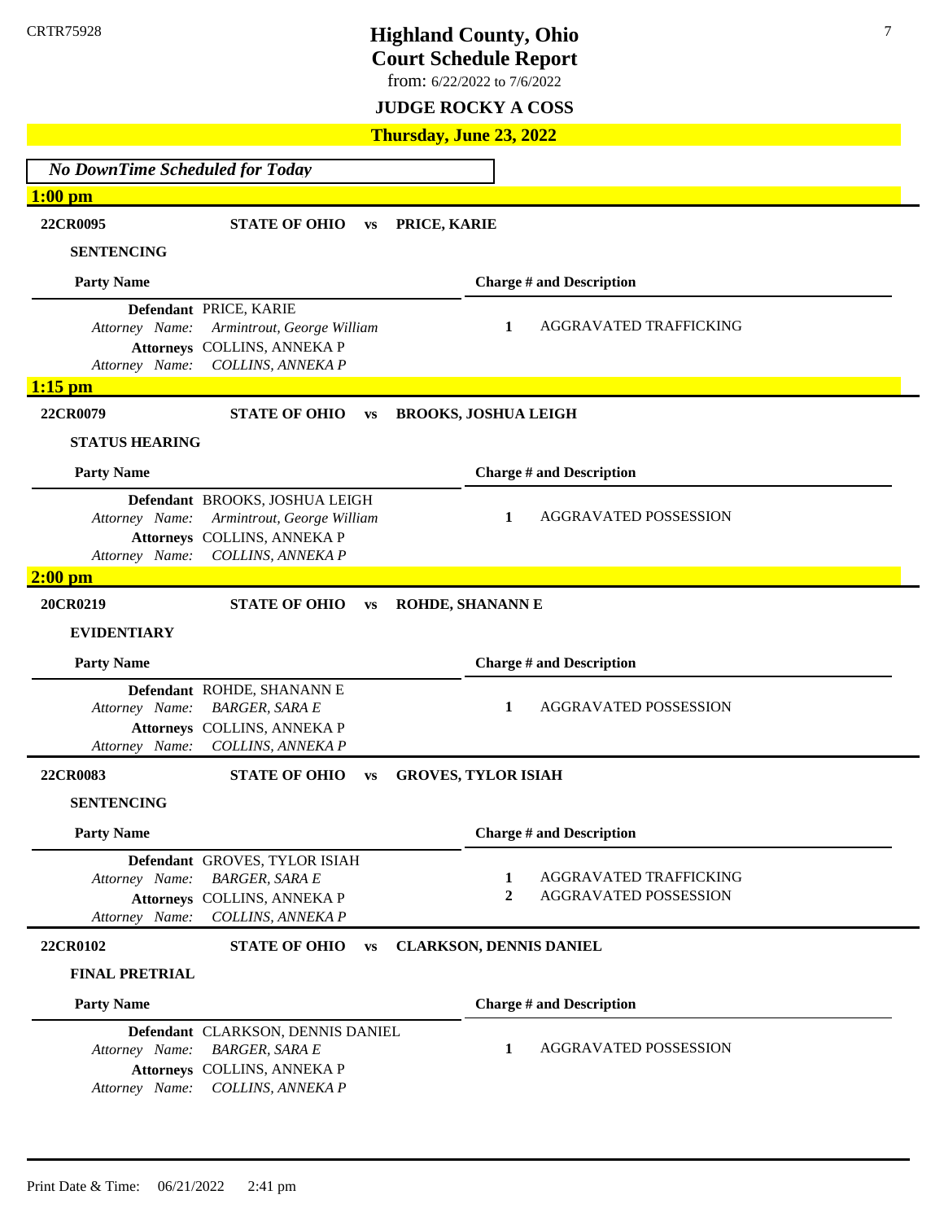# Highland County, Ohio
## Court Schedule Report

from: 6/22/2022 to 7/6/2022

### JUDGE ROCKY A COSS

## Thursday, June 23, 2022

*No DownTime Scheduled for Today*

### 1:00 pm

**22CR0095** **STATE OF OHIO vs PRICE, KARIE**

**SENTENCING**

| Party Name | Charge # and Description |
|---|---|
| **Defendant** PRICE, KARIE<br>*Attorney Name: Armintrout, George William*<br>**Attorneys** COLLINS, ANNEKA P<br>*Attorney Name: COLLINS, ANNEKA P* | **1** AGGRAVATED TRAFFICKING |

### 1:15 pm

**22CR0079** **STATE OF OHIO vs BROOKS, JOSHUA LEIGH**

**STATUS HEARING**

| Party Name | Charge # and Description |
|---|---|
| **Defendant** BROOKS, JOSHUA LEIGH<br>*Attorney Name: Armintrout, George William*<br>**Attorneys** COLLINS, ANNEKA P<br>*Attorney Name: COLLINS, ANNEKA P* | **1** AGGRAVATED POSSESSION |

### 2:00 pm

**20CR0219** **STATE OF OHIO vs ROHDE, SHANANN E**

**EVIDENTIARY**

| Party Name | Charge # and Description |
|---|---|
| **Defendant** ROHDE, SHANANN E<br>*Attorney Name: BARGER, SARA E*<br>**Attorneys** COLLINS, ANNEKA P<br>*Attorney Name: COLLINS, ANNEKA P* | **1** AGGRAVATED POSSESSION |

**22CR0083** **STATE OF OHIO vs GROVES, TYLOR ISIAH**

**SENTENCING**

| Party Name | Charge # and Description |
|---|---|
| **Defendant** GROVES, TYLOR ISIAH<br>*Attorney Name: BARGER, SARA E*<br>**Attorneys** COLLINS, ANNEKA P<br>*Attorney Name: COLLINS, ANNEKA P* | **1** AGGRAVATED TRAFFICKING<br>**2** AGGRAVATED POSSESSION |

**22CR0102** **STATE OF OHIO vs CLARKSON, DENNIS DANIEL**

**FINAL PRETRIAL**

| Party Name | Charge # and Description |
|---|---|
| **Defendant** CLARKSON, DENNIS DANIEL<br>*Attorney Name: BARGER, SARA E*<br>**Attorneys** COLLINS, ANNEKA P<br>*Attorney Name: COLLINS, ANNEKA P* | **1** AGGRAVATED POSSESSION |

Print Date & Time: 06/21/2022 2:41 pm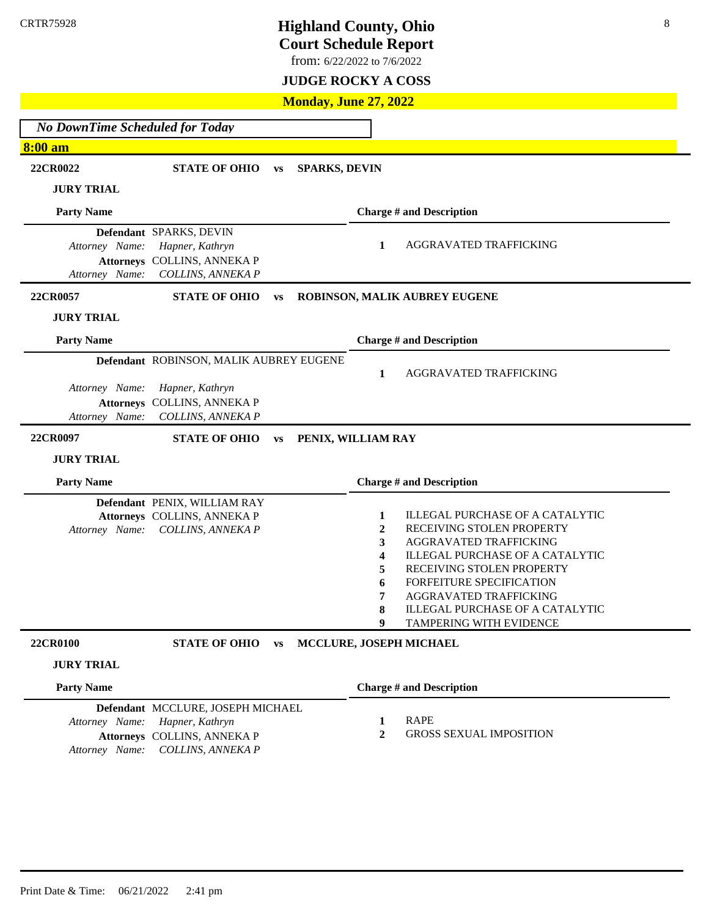# Highland County, Ohio
## Court Schedule Report

from: 6/22/2022 to 7/6/2022

### JUDGE ROCKY A COSS

### Monday, June 27, 2022

*No DownTime Scheduled for Today*

### 8:00 am

**22CR0022** **STATE OF OHIO** vs **SPARKS, DEVIN**

**JURY TRIAL**

| Party Name | Charge # and Description |
|---|---|
| **Defendant** SPARKS, DEVIN<br>*Attorney Name: Hapner, Kathryn*<br>**Attorneys** COLLINS, ANNEKA P<br>*Attorney Name: COLLINS, ANNEKA P* | **1** AGGRAVATED TRAFFICKING |

**22CR0057** **STATE OF OHIO** vs **ROBINSON, MALIK AUBREY EUGENE**

**JURY TRIAL**

| Party Name | Charge # and Description |
|---|---|
| **Defendant** ROBINSON, MALIK AUBREY EUGENE<br>*Attorney Name: Hapner, Kathryn*<br>**Attorneys** COLLINS, ANNEKA P<br>*Attorney Name: COLLINS, ANNEKA P* | **1** AGGRAVATED TRAFFICKING |

**22CR0097** **STATE OF OHIO** vs **PENIX, WILLIAM RAY**

**JURY TRIAL**

| Party Name | Charge # and Description |
|---|---|
| **Defendant** PENIX, WILLIAM RAY<br>**Attorneys** COLLINS, ANNEKA P<br>*Attorney Name: COLLINS, ANNEKA P* | **1** ILLEGAL PURCHASE OF A CATALYTIC<br>**2** RECEIVING STOLEN PROPERTY<br>**3** AGGRAVATED TRAFFICKING<br>**4** ILLEGAL PURCHASE OF A CATALYTIC<br>**5** RECEIVING STOLEN PROPERTY<br>**6** FORFEITURE SPECIFICATION<br>**7** AGGRAVATED TRAFFICKING<br>**8** ILLEGAL PURCHASE OF A CATALYTIC<br>**9** TAMPERING WITH EVIDENCE |

**22CR0100** **STATE OF OHIO** vs **MCCLURE, JOSEPH MICHAEL**

**JURY TRIAL**

| Party Name | Charge # and Description |
|---|---|
| **Defendant** MCCLURE, JOSEPH MICHAEL<br>*Attorney Name: Hapner, Kathryn*<br>**Attorneys** COLLINS, ANNEKA P<br>*Attorney Name: COLLINS, ANNEKA P* | **1** RAPE<br>**2** GROSS SEXUAL IMPOSITION |

Print Date & Time: 06/21/2022 2:41 pm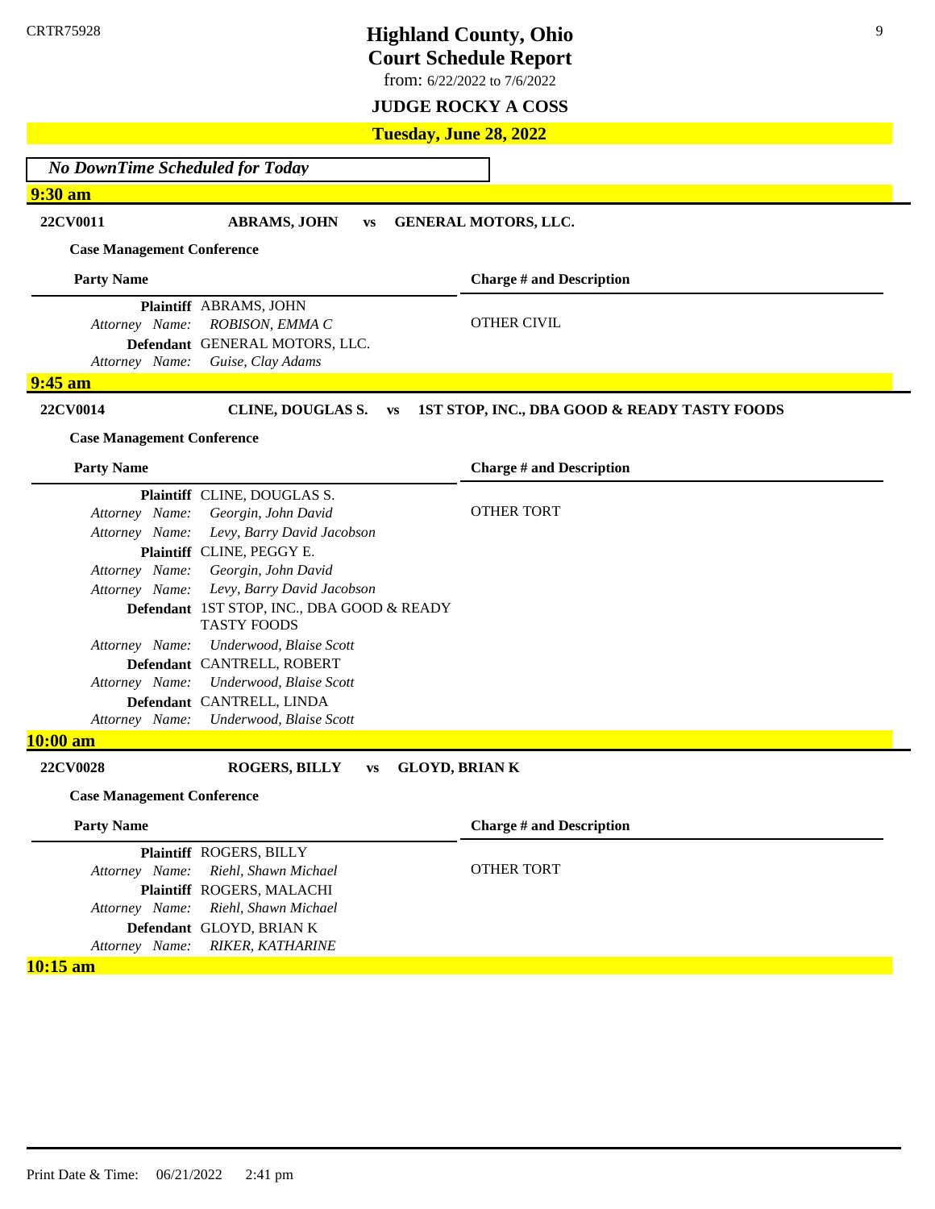CRTR75928

# Highland County, Ohio
## Court Schedule Report

from: 6/22/2022 to 7/6/2022

**JUDGE ROCKY A COSS**

**Tuesday, June 28, 2022**

*No DownTime Scheduled for Today*

**9:30 am**

**22CV0011** **ABRAMS, JOHN** vs **GENERAL MOTORS, LLC.**

**Case Management Conference**

| Party Name | Charge # and Description |
|---|---|
| **Plaintiff** ABRAMS, JOHN | |
| *Attorney Name: ROBISON, EMMA C* | OTHER CIVIL |
| **Defendant** GENERAL MOTORS, LLC. | |
| *Attorney Name: Guise, Clay Adams* | |

**9:45 am**

**22CV0014** **CLINE, DOUGLAS S.** vs **1ST STOP, INC., DBA GOOD & READY TASTY FOODS**

**Case Management Conference**

| Party Name | Charge # and Description |
|---|---|
| **Plaintiff** CLINE, DOUGLAS S. | |
| *Attorney Name: Georgin, John David* | OTHER TORT |
| *Attorney Name: Levy, Barry David Jacobson* | |
| **Plaintiff** CLINE, PEGGY E. | |
| *Attorney Name: Georgin, John David* | |
| *Attorney Name: Levy, Barry David Jacobson* | |
| **Defendant** 1ST STOP, INC., DBA GOOD & READY TASTY FOODS | |
| *Attorney Name: Underwood, Blaise Scott* | |
| **Defendant** CANTRELL, ROBERT | |
| *Attorney Name: Underwood, Blaise Scott* | |
| **Defendant** CANTRELL, LINDA | |
| *Attorney Name: Underwood, Blaise Scott* | |

**10:00 am**

**22CV0028** **ROGERS, BILLY** vs **GLOYD, BRIAN K**

**Case Management Conference**

| Party Name | Charge # and Description |
|---|---|
| **Plaintiff** ROGERS, BILLY | |
| *Attorney Name: Riehl, Shawn Michael* | OTHER TORT |
| **Plaintiff** ROGERS, MALACHI | |
| *Attorney Name: Riehl, Shawn Michael* | |
| **Defendant** GLOYD, BRIAN K | |
| *Attorney Name: RIKER, KATHARINE* | |

**10:15 am**

Print Date & Time: 06/21/2022 2:41 pm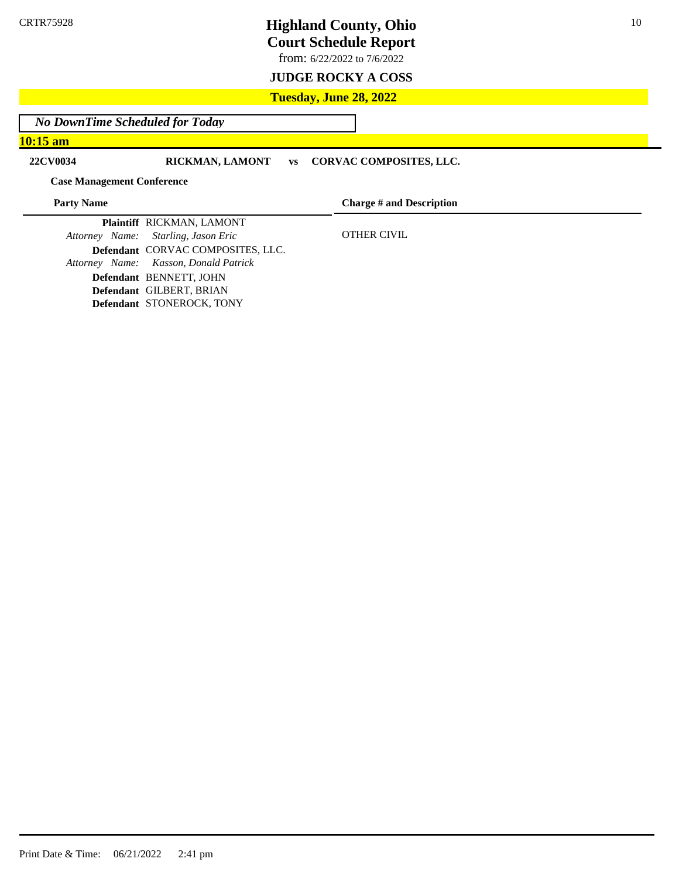CRTR75928

# Highland County, Ohio
## Court Schedule Report

from: 6/22/2022 to 7/6/2022

### JUDGE ROCKY A COSS

### Tuesday, June 28, 2022

*No DownTime Scheduled for Today*

**10:15 am**

**22CV0034** **RICKMAN, LAMONT** vs **CORVAC COMPOSITES, LLC.**

**Case Management Conference**

| Party Name | Charge # and Description |
|---|---|
| **Plaintiff** RICKMAN, LAMONT | |
| *Attorney Name: Starling, Jason Eric* | OTHER CIVIL |
| **Defendant** CORVAC COMPOSITES, LLC. | |
| *Attorney Name: Kasson, Donald Patrick* | |
| **Defendant** BENNETT, JOHN | |
| **Defendant** GILBERT, BRIAN | |
| **Defendant** STONEROCK, TONY | |

Print Date & Time: 06/21/2022 2:41 pm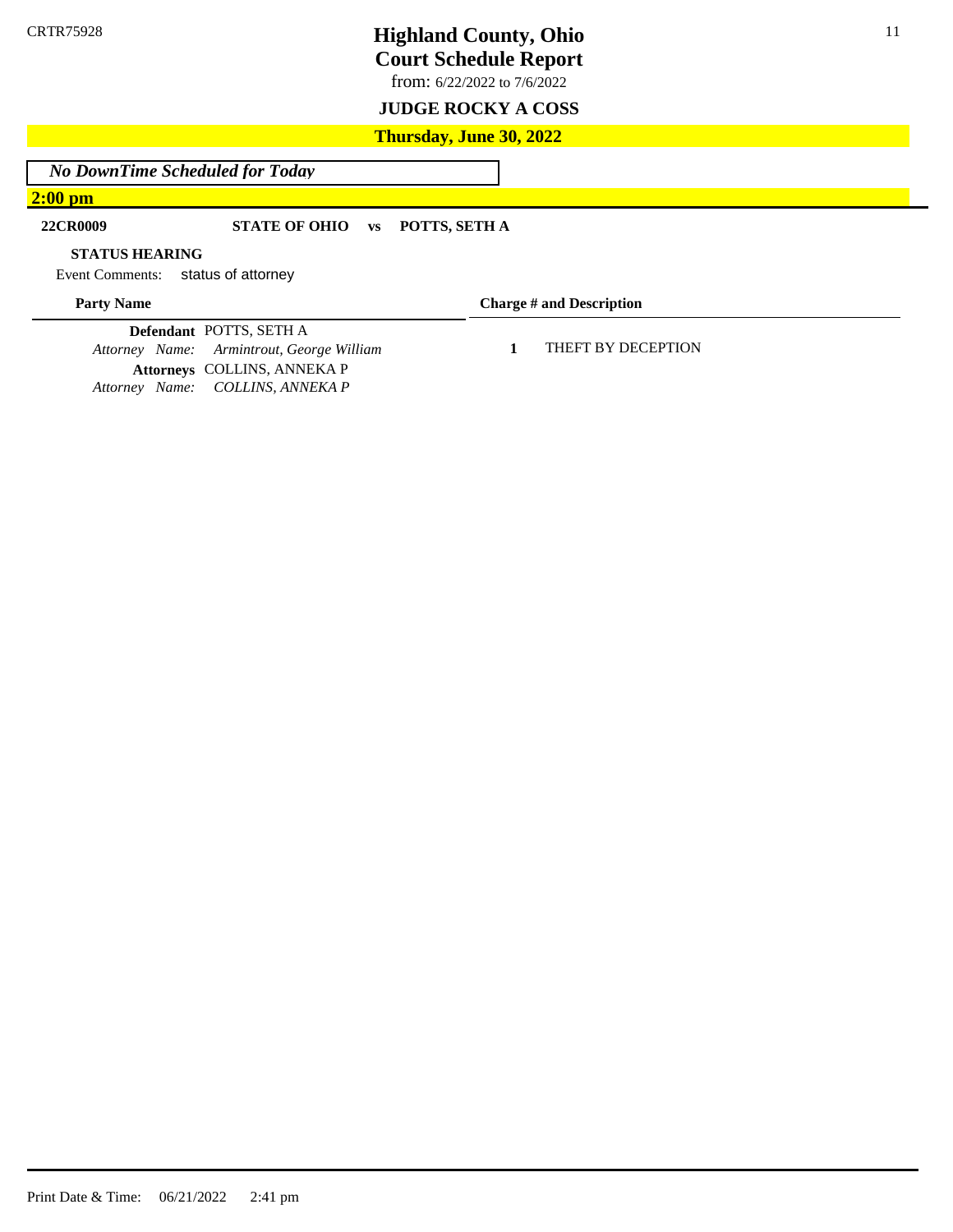CRTR75928

# Highland County, Ohio
## Court Schedule Report

from: 6/22/2022 to 7/6/2022

### JUDGE ROCKY A COSS

### Thursday, June 30, 2022

*No DownTime Scheduled for Today*

**2:00 pm**

**22CR0009** **STATE OF OHIO vs POTTS, SETH A**

**STATUS HEARING**

Event Comments: status of attorney

| Party Name | Charge # and Description |
| --- | --- |
| **Defendant** POTTS, SETH A<br>*Attorney Name: Armintrout, George William*<br>**Attorneys** COLLINS, ANNEKA P<br>*Attorney Name: COLLINS, ANNEKA P* | **1** THEFT BY DECEPTION |

Print Date & Time: 06/21/2022 2:41 pm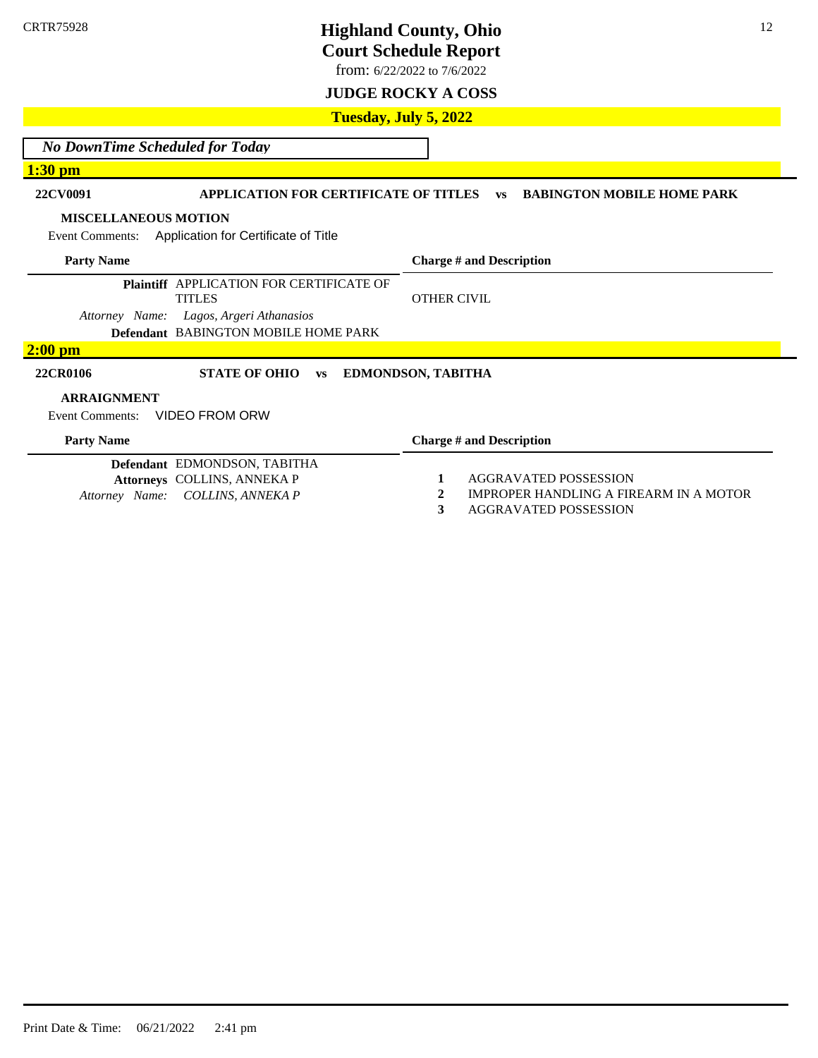CRTR75928

# Highland County, Ohio
## Court Schedule Report
from: 6/22/2022 to 7/6/2022

### JUDGE ROCKY A COSS

### Tuesday, July 5, 2022

*No DownTime Scheduled for Today*

**1:30 pm**

**22CV0091** **APPLICATION FOR CERTIFICATE OF TITLES vs BABINGTON MOBILE HOME PARK**

**MISCELLANEOUS MOTION**

Event Comments: Application for Certificate of Title

| Party Name | Charge # and Description |
|---|---|
| **Plaintiff** APPLICATION FOR CERTIFICATE OF TITLES | OTHER CIVIL |
| *Attorney Name: Lagos, Argeri Athanasios* | |
| **Defendant** BABINGTON MOBILE HOME PARK | |

**2:00 pm**

**22CR0106** **STATE OF OHIO vs EDMONDSON, TABITHA**

**ARRAIGNMENT**

Event Comments: VIDEO FROM ORW

| Party Name | Charge # and Description |
|---|---|
| **Defendant** EDMONDSON, TABITHA | **1** AGGRAVATED POSSESSION |
| **Attorneys** COLLINS, ANNEKA P | **2** IMPROPER HANDLING A FIREARM IN A MOTOR |
| *Attorney Name: COLLINS, ANNEKA P* | **3** AGGRAVATED POSSESSION |

Print Date & Time: 06/21/2022 2:41 pm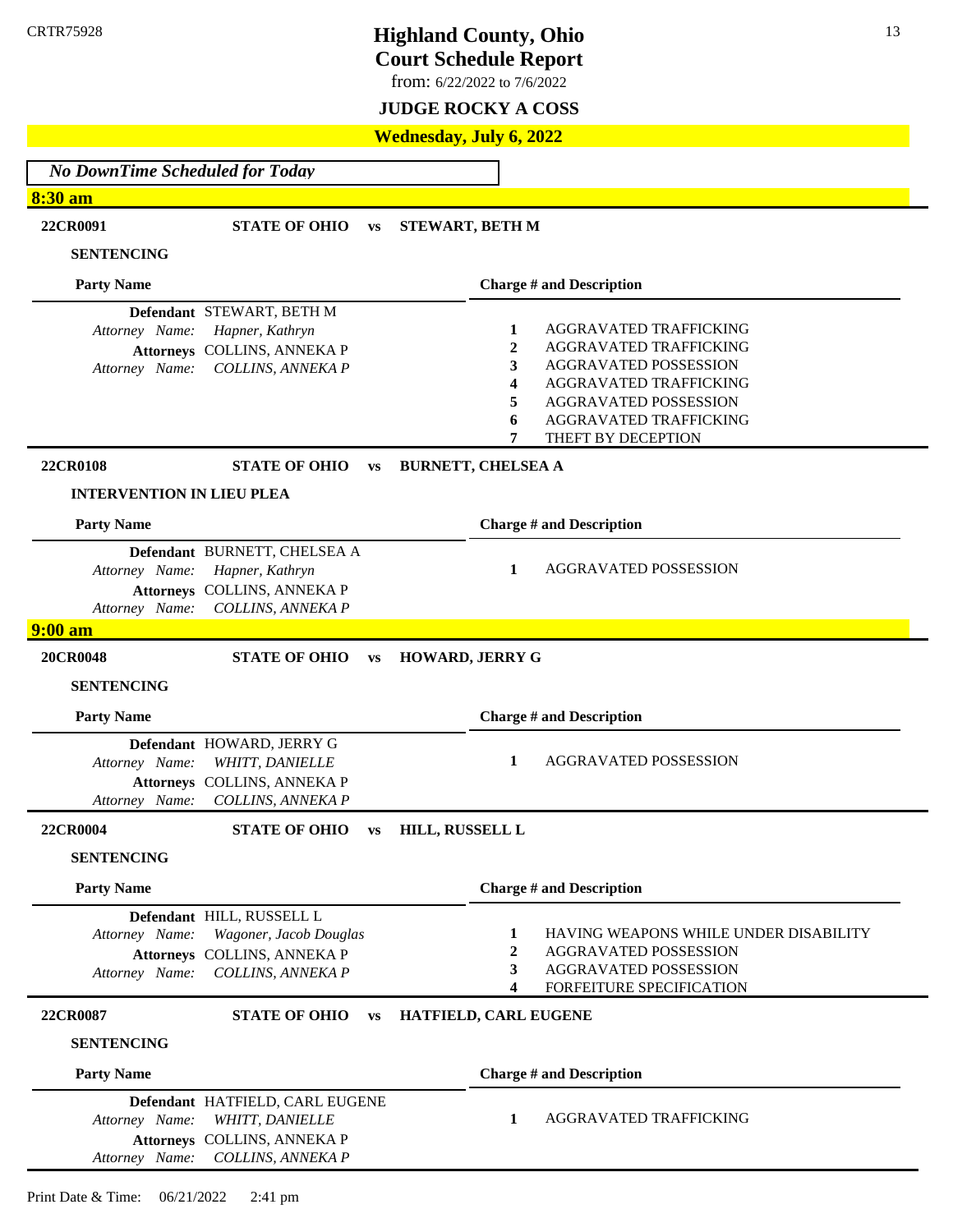CRTR75928

# Highland County, Ohio
## Court Schedule Report

from: 6/22/2022 to 7/6/2022

### JUDGE ROCKY A COSS

### Wednesday, July 6, 2022

*No DownTime Scheduled for Today*

## 8:30 am

**22CR0091** **STATE OF OHIO vs STEWART, BETH M**

**SENTENCING**

| Party Name | Charge # and Description |
|---|---|
| **Defendant** STEWART, BETH M | 1 AGGRAVATED TRAFFICKING |
| *Attorney Name: Hapner, Kathryn* | 2 AGGRAVATED TRAFFICKING |
| **Attorneys** COLLINS, ANNEKA P | 3 AGGRAVATED POSSESSION |
| *Attorney Name: COLLINS, ANNEKA P* | 4 AGGRAVATED TRAFFICKING |
| | 5 AGGRAVATED POSSESSION |
| | 6 AGGRAVATED TRAFFICKING |
| | 7 THEFT BY DECEPTION |

**22CR0108** **STATE OF OHIO vs BURNETT, CHELSEA A**

**INTERVENTION IN LIEU PLEA**

| Party Name | Charge # and Description |
|---|---|
| **Defendant** BURNETT, CHELSEA A | 1 AGGRAVATED POSSESSION |
| *Attorney Name: Hapner, Kathryn* | |
| **Attorneys** COLLINS, ANNEKA P | |
| *Attorney Name: COLLINS, ANNEKA P* | |

## 9:00 am

**20CR0048** **STATE OF OHIO vs HOWARD, JERRY G**

**SENTENCING**

| Party Name | Charge # and Description |
|---|---|
| **Defendant** HOWARD, JERRY G | 1 AGGRAVATED POSSESSION |
| *Attorney Name: WHITT, DANIELLE* | |
| **Attorneys** COLLINS, ANNEKA P | |
| *Attorney Name: COLLINS, ANNEKA P* | |

**22CR0004** **STATE OF OHIO vs HILL, RUSSELL L**

**SENTENCING**

| Party Name | Charge # and Description |
|---|---|
| **Defendant** HILL, RUSSELL L | 1 HAVING WEAPONS WHILE UNDER DISABILITY |
| *Attorney Name: Wagoner, Jacob Douglas* | 2 AGGRAVATED POSSESSION |
| **Attorneys** COLLINS, ANNEKA P | 3 AGGRAVATED POSSESSION |
| *Attorney Name: COLLINS, ANNEKA P* | 4 FORFEITURE SPECIFICATION |

**22CR0087** **STATE OF OHIO vs HATFIELD, CARL EUGENE**

**SENTENCING**

| Party Name | Charge # and Description |
|---|---|
| **Defendant** HATFIELD, CARL EUGENE | 1 AGGRAVATED TRAFFICKING |
| *Attorney Name: WHITT, DANIELLE* | |
| **Attorneys** COLLINS, ANNEKA P | |
| *Attorney Name: COLLINS, ANNEKA P* | |

Print Date & Time: 06/21/2022 2:41 pm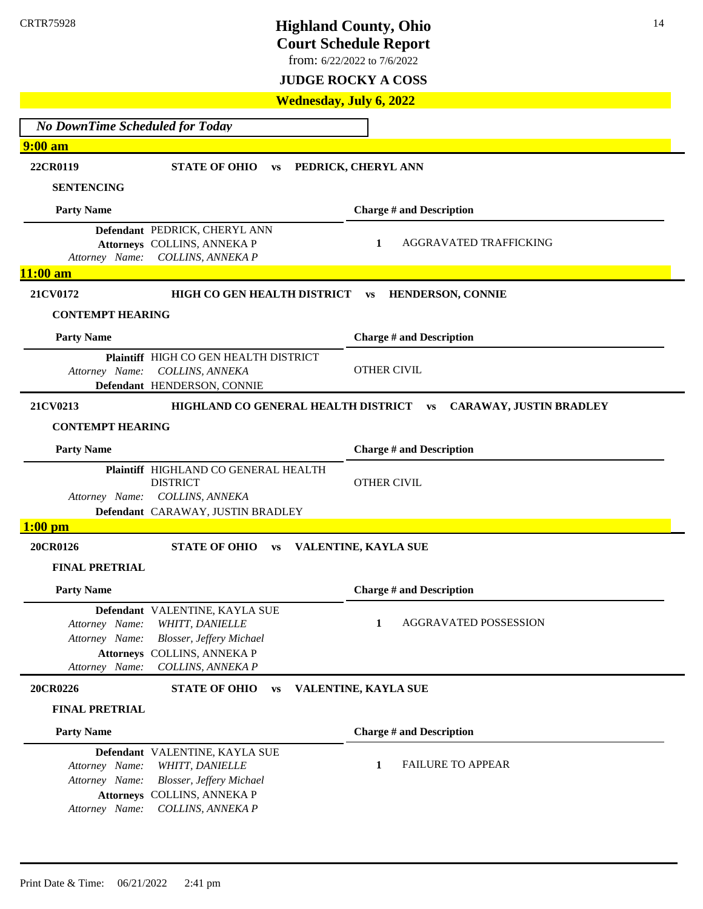CRTR75928

# Highland County, Ohio
## Court Schedule Report

from: 6/22/2022 to 7/6/2022

### JUDGE ROCKY A COSS

### Wednesday, July 6, 2022

*No DownTime Scheduled for Today*

### 9:00 am

**22CR0119** **STATE OF OHIO vs PEDRICK, CHERYL ANN**

**SENTENCING**

| Party Name | Charge # and Description |
|---|---|
| **Defendant** PEDRICK, CHERYL ANN<br>**Attorneys** COLLINS, ANNEKA P<br>*Attorney Name: COLLINS, ANNEKA P* | 1 AGGRAVATED TRAFFICKING |

### 11:00 am

**21CV0172** **HIGH CO GEN HEALTH DISTRICT vs HENDERSON, CONNIE**

**CONTEMPT HEARING**

| Party Name | Charge # and Description |
|---|---|
| **Plaintiff** HIGH CO GEN HEALTH DISTRICT<br>*Attorney Name: COLLINS, ANNEKA*<br>**Defendant** HENDERSON, CONNIE | OTHER CIVIL |

**21CV0213** **HIGHLAND CO GENERAL HEALTH DISTRICT vs CARAWAY, JUSTIN BRADLEY**

**CONTEMPT HEARING**

| Party Name | Charge # and Description |
|---|---|
| **Plaintiff** HIGHLAND CO GENERAL HEALTH DISTRICT<br>*Attorney Name: COLLINS, ANNEKA*<br>**Defendant** CARAWAY, JUSTIN BRADLEY | OTHER CIVIL |

### 1:00 pm

**20CR0126** **STATE OF OHIO vs VALENTINE, KAYLA SUE**

**FINAL PRETRIAL**

| Party Name | Charge # and Description |
|---|---|
| **Defendant** VALENTINE, KAYLA SUE<br>*Attorney Name: WHITT, DANIELLE*<br>*Attorney Name: Blosser, Jeffery Michael*<br>**Attorneys** COLLINS, ANNEKA P<br>*Attorney Name: COLLINS, ANNEKA P* | 1 AGGRAVATED POSSESSION |

**20CR0226** **STATE OF OHIO vs VALENTINE, KAYLA SUE**

**FINAL PRETRIAL**

| Party Name | Charge # and Description |
|---|---|
| **Defendant** VALENTINE, KAYLA SUE<br>*Attorney Name: WHITT, DANIELLE*<br>*Attorney Name: Blosser, Jeffery Michael*<br>**Attorneys** COLLINS, ANNEKA P<br>*Attorney Name: COLLINS, ANNEKA P* | 1 FAILURE TO APPEAR |

Print Date & Time: 06/21/2022 2:41 pm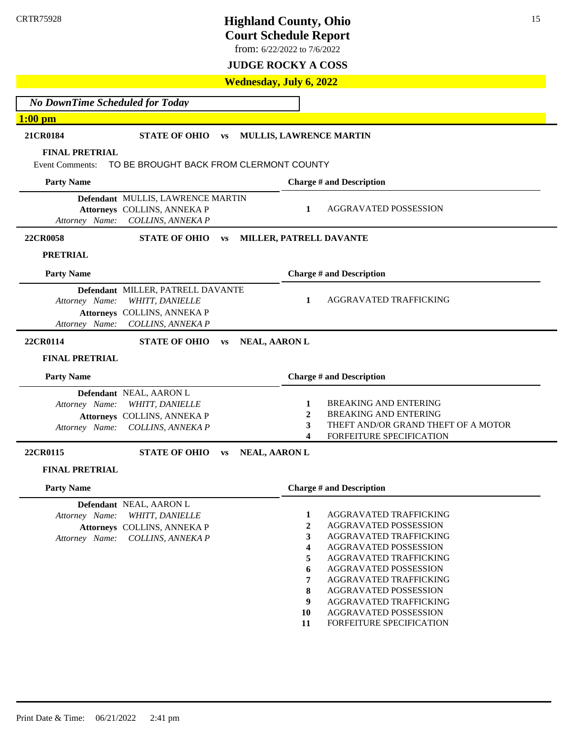CRTR75928

# Highland County, Ohio
## Court Schedule Report

from: 6/22/2022 to 7/6/2022

**JUDGE ROCKY A COSS**

**Wednesday, July 6, 2022**

*No DownTime Scheduled for Today*

**1:00 pm**

---

**21CR0184** **STATE OF OHIO** vs **MULLIS, LAWRENCE MARTIN**

**FINAL PRETRIAL**

Event Comments: TO BE BROUGHT BACK FROM CLERMONT COUNTY

| Party Name | Charge # and Description |
|---|---|
| **Defendant** MULLIS, LAWRENCE MARTIN<br>**Attorneys** COLLINS, ANNEKA P<br>*Attorney Name: COLLINS, ANNEKA P* | 1 AGGRAVATED POSSESSION |

---

**22CR0058** **STATE OF OHIO** vs **MILLER, PATRELL DAVANTE**

**PRETRIAL**

| Party Name | Charge # and Description |
|---|---|
| **Defendant** MILLER, PATRELL DAVANTE<br>*Attorney Name: WHITT, DANIELLE*<br>**Attorneys** COLLINS, ANNEKA P<br>*Attorney Name: COLLINS, ANNEKA P* | 1 AGGRAVATED TRAFFICKING |

---

**22CR0114** **STATE OF OHIO** vs **NEAL, AARON L**

**FINAL PRETRIAL**

| Party Name | Charge # and Description |
|---|---|
| **Defendant** NEAL, AARON L<br>*Attorney Name: WHITT, DANIELLE*<br>**Attorneys** COLLINS, ANNEKA P<br>*Attorney Name: COLLINS, ANNEKA P* | 1 BREAKING AND ENTERING<br>2 BREAKING AND ENTERING<br>3 THEFT AND/OR GRAND THEFT OF A MOTOR<br>4 FORFEITURE SPECIFICATION |

---

**22CR0115** **STATE OF OHIO** vs **NEAL, AARON L**

**FINAL PRETRIAL**

| Party Name | Charge # and Description |
|---|---|
| **Defendant** NEAL, AARON L<br>*Attorney Name: WHITT, DANIELLE*<br>**Attorneys** COLLINS, ANNEKA P<br>*Attorney Name: COLLINS, ANNEKA P* | 1 AGGRAVATED TRAFFICKING<br>2 AGGRAVATED POSSESSION<br>3 AGGRAVATED TRAFFICKING<br>4 AGGRAVATED POSSESSION<br>5 AGGRAVATED TRAFFICKING<br>6 AGGRAVATED POSSESSION<br>7 AGGRAVATED TRAFFICKING<br>8 AGGRAVATED POSSESSION<br>9 AGGRAVATED TRAFFICKING<br>10 AGGRAVATED POSSESSION<br>11 FORFEITURE SPECIFICATION |

Print Date & Time: 06/21/2022 2:41 pm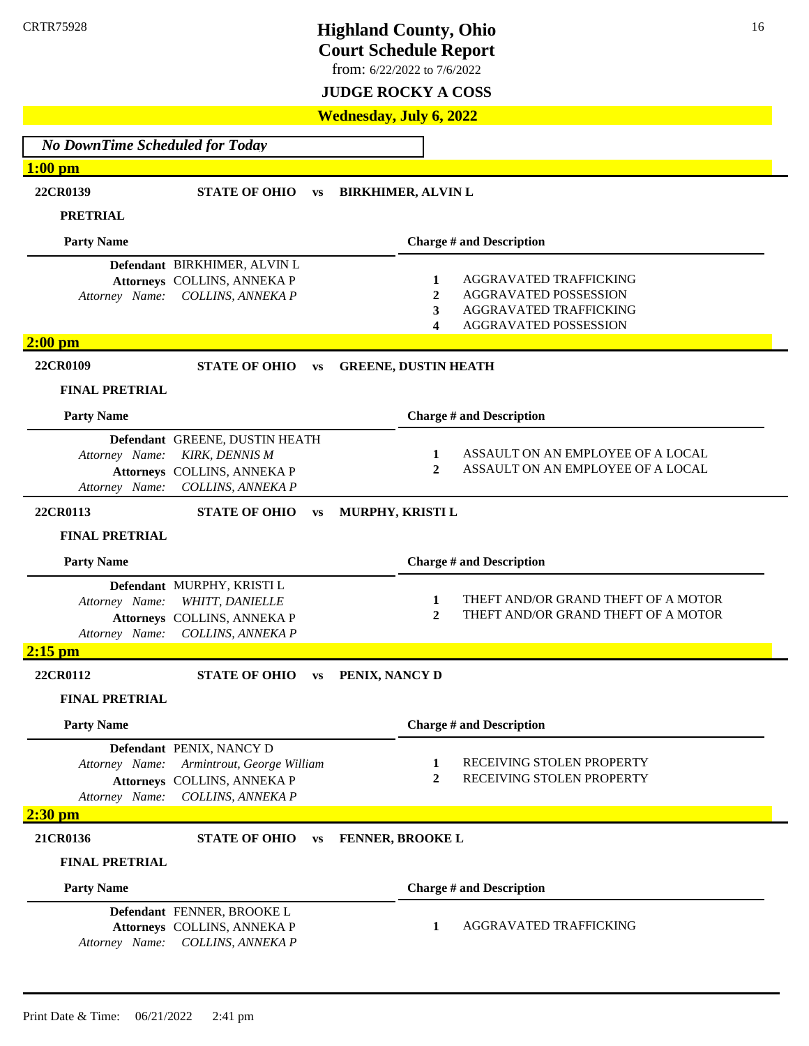CRTR75928

# Highland County, Ohio
# Court Schedule Report

from: 6/22/2022 to 7/6/2022

## JUDGE ROCKY A COSS

## Wednesday, July 6, 2022

*No DownTime Scheduled for Today*

### 1:00 pm

**22CR0139** **STATE OF OHIO vs BIRKHIMER, ALVIN L**

**PRETRIAL**

| Party Name | Charge # and Description |
|---|---|
| **Defendant** BIRKHIMER, ALVIN L<br>**Attorneys** COLLINS, ANNEKA P<br>*Attorney Name: COLLINS, ANNEKA P* | **1** AGGRAVATED TRAFFICKING<br>**2** AGGRAVATED POSSESSION<br>**3** AGGRAVATED TRAFFICKING<br>**4** AGGRAVATED POSSESSION |

### 2:00 pm

**22CR0109** **STATE OF OHIO vs GREENE, DUSTIN HEATH**

**FINAL PRETRIAL**

| Party Name | Charge # and Description |
|---|---|
| **Defendant** GREENE, DUSTIN HEATH<br>*Attorney Name: KIRK, DENNIS M*<br>**Attorneys** COLLINS, ANNEKA P<br>*Attorney Name: COLLINS, ANNEKA P* | **1** ASSAULT ON AN EMPLOYEE OF A LOCAL<br>**2** ASSAULT ON AN EMPLOYEE OF A LOCAL |

**22CR0113** **STATE OF OHIO vs MURPHY, KRISTI L**

**FINAL PRETRIAL**

| Party Name | Charge # and Description |
|---|---|
| **Defendant** MURPHY, KRISTI L<br>*Attorney Name: WHITT, DANIELLE*<br>**Attorneys** COLLINS, ANNEKA P<br>*Attorney Name: COLLINS, ANNEKA P* | **1** THEFT AND/OR GRAND THEFT OF A MOTOR<br>**2** THEFT AND/OR GRAND THEFT OF A MOTOR |

### 2:15 pm

**22CR0112** **STATE OF OHIO vs PENIX, NANCY D**

**FINAL PRETRIAL**

| Party Name | Charge # and Description |
|---|---|
| **Defendant** PENIX, NANCY D<br>*Attorney Name: Armintrout, George William*<br>**Attorneys** COLLINS, ANNEKA P<br>*Attorney Name: COLLINS, ANNEKA P* | **1** RECEIVING STOLEN PROPERTY<br>**2** RECEIVING STOLEN PROPERTY |

### 2:30 pm

**21CR0136** **STATE OF OHIO vs FENNER, BROOKE L**

**FINAL PRETRIAL**

| Party Name | Charge # and Description |
|---|---|
| **Defendant** FENNER, BROOKE L<br>**Attorneys** COLLINS, ANNEKA P<br>*Attorney Name: COLLINS, ANNEKA P* | **1** AGGRAVATED TRAFFICKING |

Print Date & Time: 06/21/2022 2:41 pm